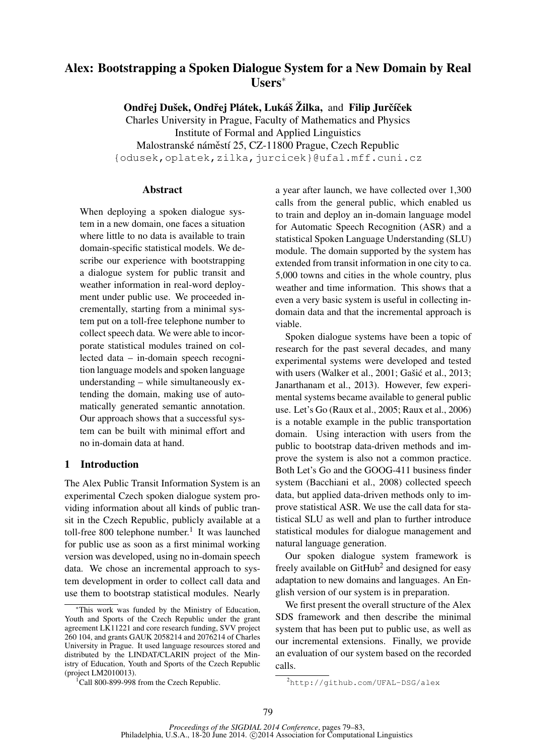# Alex: Bootstrapping a Spoken Dialogue System for a New Domain by Real Users*

**Ondřej Dušek, Ondřej Plátek, Lukáš Žilka,** and **Filip Jurčíček**

Charles University in Prague, Faculty of Mathematics and Physics
Institute of Formal and Applied Linguistics
Malostranské náměstí 25, CZ-11800 Prague, Czech Republic
{odusek,oplatek,zilka,jurcicek}@ufal.mff.cuni.cz

## Abstract

When deploying a spoken dialogue system in a new domain, one faces a situation where little to no data is available to train domain-specific statistical models. We describe our experience with bootstrapping a dialogue system for public transit and weather information in real-word deployment under public use. We proceeded incrementally, starting from a minimal system put on a toll-free telephone number to collect speech data. We were able to incorporate statistical modules trained on collected data – in-domain speech recognition language models and spoken language understanding – while simultaneously extending the domain, making use of automatically generated semantic annotation. Our approach shows that a successful system can be built with minimal effort and no in-domain data at hand.

## 1 Introduction

The Alex Public Transit Information System is an experimental Czech spoken dialogue system providing information about all kinds of public transit in the Czech Republic, publicly available at a toll-free 800 telephone number.[1] It was launched for public use as soon as a first minimal working version was developed, using no in-domain speech data. We chose an incremental approach to system development in order to collect call data and use them to bootstrap statistical modules. Nearly a year after launch, we have collected over 1,300 calls from the general public, which enabled us to train and deploy an in-domain language model for Automatic Speech Recognition (ASR) and a statistical Spoken Language Understanding (SLU) module. The domain supported by the system has extended from transit information in one city to ca. 5,000 towns and cities in the whole country, plus weather and time information. This shows that a even a very basic system is useful in collecting in-domain data and that the incremental approach is viable.

Spoken dialogue systems have been a topic of research for the past several decades, and many experimental systems were developed and tested with users (Walker et al., 2001; Gašić et al., 2013; Janarthanam et al., 2013). However, few experimental systems became available to general public use. Let's Go (Raux et al., 2005; Raux et al., 2006) is a notable example in the public transportation domain. Using interaction with users from the public to bootstrap data-driven methods and improve the system is also not a common practice. Both Let's Go and the GOOG-411 business finder system (Bacchiani et al., 2008) collected speech data, but applied data-driven methods only to improve statistical ASR. We use the call data for statistical SLU as well and plan to further introduce statistical modules for dialogue management and natural language generation.

Our spoken dialogue system framework is freely available on GitHub[2] and designed for easy adaptation to new domains and languages. An English version of our system is in preparation.

We first present the overall structure of the Alex SDS framework and then describe the minimal system that has been put to public use, as well as our incremental extensions. Finally, we provide an evaluation of our system based on the recorded calls.

*This work was funded by the Ministry of Education, Youth and Sports of the Czech Republic under the grant agreement LK11221 and core research funding, SVV project 260 104, and grants GAUK 2058214 and 2076214 of Charles University in Prague. It used language resources stored and distributed by the LINDAT/CLARIN project of the Ministry of Education, Youth and Sports of the Czech Republic (project LM2010013).

[1] Call 800-899-998 from the Czech Republic.

[2] http://github.com/UFAL-DSG/alex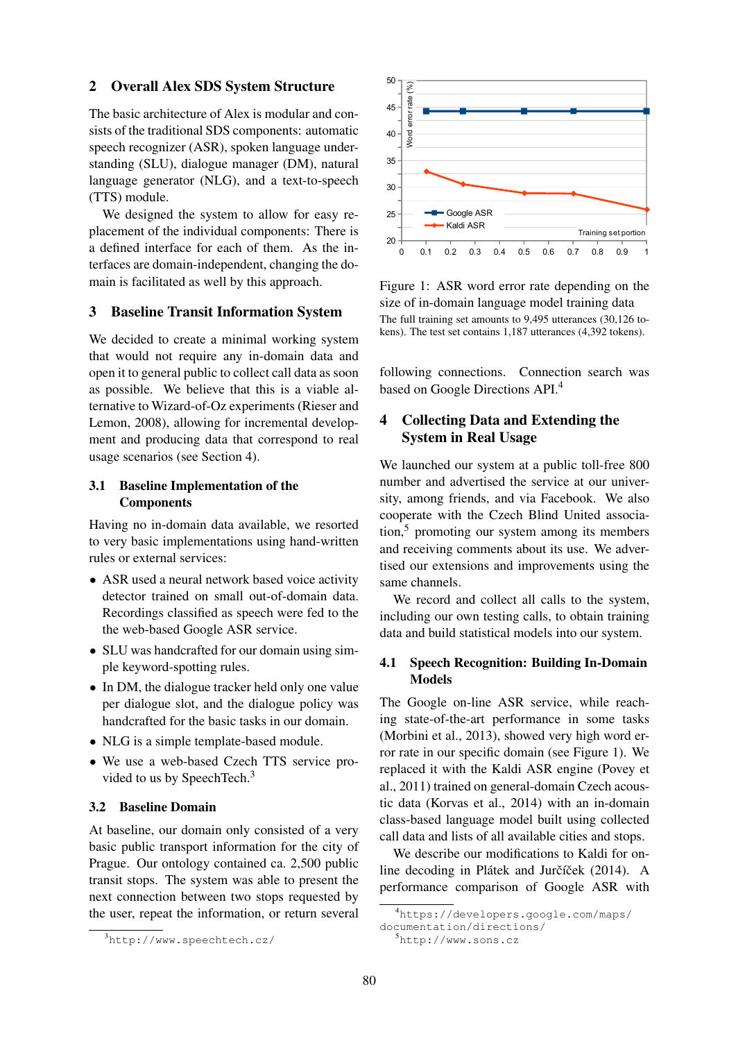## 2 Overall Alex SDS System Structure

The basic architecture of Alex is modular and consists of the traditional SDS components: automatic speech recognizer (ASR), spoken language understanding (SLU), dialogue manager (DM), natural language generator (NLG), and a text-to-speech (TTS) module.

We designed the system to allow for easy replacement of the individual components: There is a defined interface for each of them. As the interfaces are domain-independent, changing the domain is facilitated as well by this approach.

## 3 Baseline Transit Information System

We decided to create a minimal working system that would not require any in-domain data and open it to general public to collect call data as soon as possible. We believe that this is a viable alternative to Wizard-of-Oz experiments (Rieser and Lemon, 2008), allowing for incremental development and producing data that correspond to real usage scenarios (see Section 4).

### 3.1 Baseline Implementation of the Components

Having no in-domain data available, we resorted to very basic implementations using hand-written rules or external services:

- ASR used a neural network based voice activity detector trained on small out-of-domain data. Recordings classified as speech were fed to the the web-based Google ASR service.
- SLU was handcrafted for our domain using simple keyword-spotting rules.
- In DM, the dialogue tracker held only one value per dialogue slot, and the dialogue policy was handcrafted for the basic tasks in our domain.
- NLG is a simple template-based module.
- We use a web-based Czech TTS service provided to us by SpeechTech.[3]

### 3.2 Baseline Domain

At baseline, our domain only consisted of a very basic public transport information for the city of Prague. Our ontology contained ca. 2,500 public transit stops. The system was able to present the next connection between two stops requested by the user, repeat the information, or return several following connections. Connection search was based on Google Directions API.[4]

Figure 1: ASR word error rate depending on the size of in-domain language model training data
The full training set amounts to 9,495 utterances (30,126 tokens). The test set contains 1,187 utterances (4,392 tokens).

## 4 Collecting Data and Extending the System in Real Usage

We launched our system at a public toll-free 800 number and advertised the service at our university, among friends, and via Facebook. We also cooperate with the Czech Blind United association,[5] promoting our system among its members and receiving comments about its use. We advertised our extensions and improvements using the same channels.

We record and collect all calls to the system, including our own testing calls, to obtain training data and build statistical models into our system.

### 4.1 Speech Recognition: Building In-Domain Models

The Google on-line ASR service, while reaching state-of-the-art performance in some tasks (Morbini et al., 2013), showed very high word error rate in our specific domain (see Figure 1). We replaced it with the Kaldi ASR engine (Povey et al., 2011) trained on general-domain Czech acoustic data (Korvas et al., 2014) with an in-domain class-based language model built using collected call data and lists of all available cities and stops.

We describe our modifications to Kaldi for online decoding in Plátek and Jurčíček (2014). A performance comparison of Google ASR with

[3] http://www.speechtech.cz/

[4] https://developers.google.com/maps/documentation/directions/

[5] http://www.sons.cz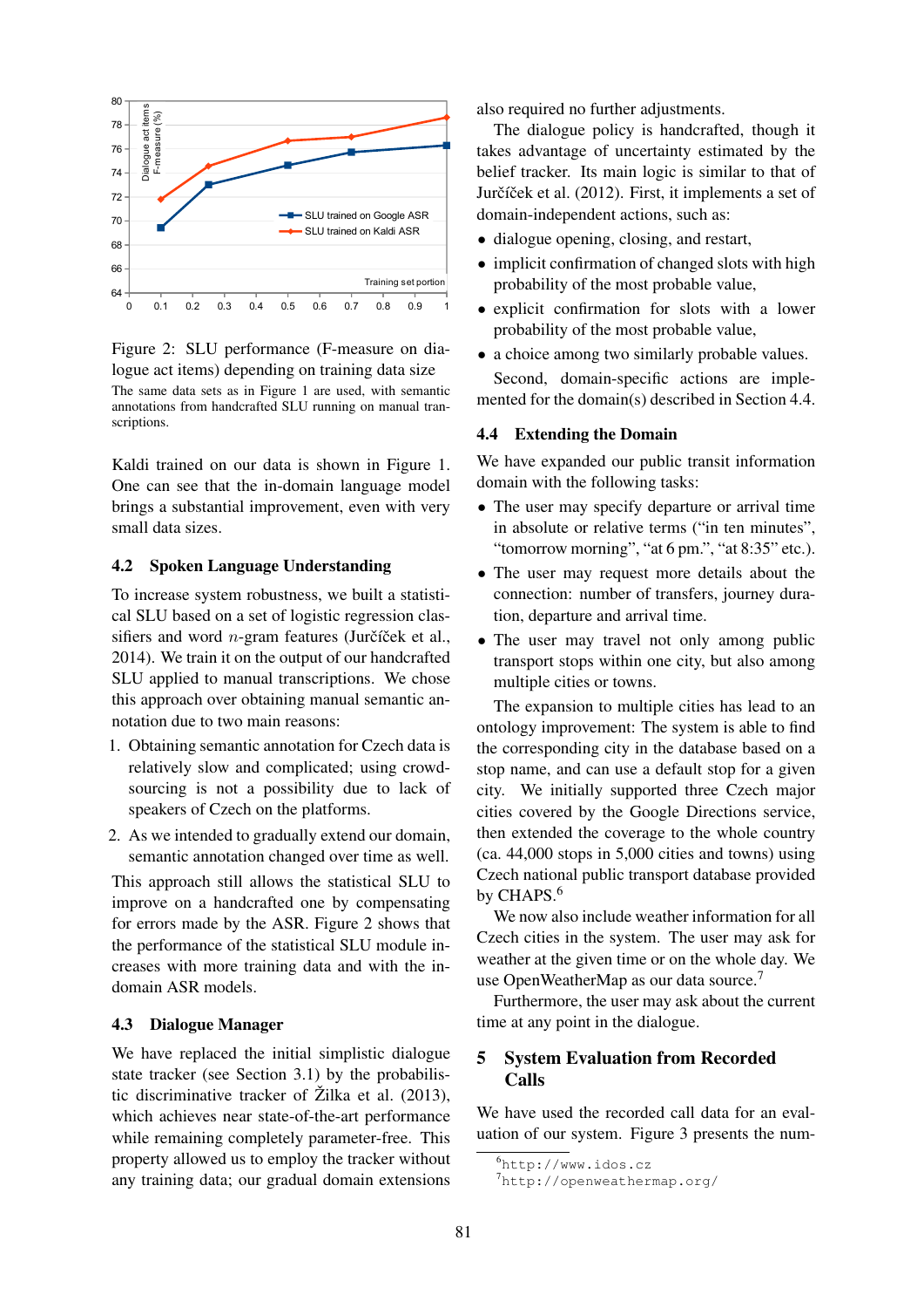Figure 2: SLU performance (F-measure on dialogue act items) depending on training data size

The same data sets as in Figure 1 are used, with semantic annotations from handcrafted SLU running on manual transcriptions.

Kaldi trained on our data is shown in Figure 1. One can see that the in-domain language model brings a substantial improvement, even with very small data sizes.

### 4.2 Spoken Language Understanding

To increase system robustness, we built a statistical SLU based on a set of logistic regression classifiers and word $n$-gram features (Jurčíček et al., 2014). We train it on the output of our handcrafted SLU applied to manual transcriptions. We chose this approach over obtaining manual semantic annotation due to two main reasons:

1. Obtaining semantic annotation for Czech data is relatively slow and complicated; using crowdsourcing is not a possibility due to lack of speakers of Czech on the platforms.
2. As we intended to gradually extend our domain, semantic annotation changed over time as well.

This approach still allows the statistical SLU to improve on a handcrafted one by compensating for errors made by the ASR. Figure 2 shows that the performance of the statistical SLU module increases with more training data and with the in-domain ASR models.

### 4.3 Dialogue Manager

We have replaced the initial simplistic dialogue state tracker (see Section 3.1) by the probabilistic discriminative tracker of Žilka et al. (2013), which achieves near state-of-the-art performance while remaining completely parameter-free. This property allowed us to employ the tracker without any training data; our gradual domain extensions also required no further adjustments.

The dialogue policy is handcrafted, though it takes advantage of uncertainty estimated by the belief tracker. Its main logic is similar to that of Jurčíček et al. (2012). First, it implements a set of domain-independent actions, such as:

- dialogue opening, closing, and restart,
- implicit confirmation of changed slots with high probability of the most probable value,
- explicit confirmation for slots with a lower probability of the most probable value,
- a choice among two similarly probable values.

Second, domain-specific actions are implemented for the domain(s) described in Section 4.4.

### 4.4 Extending the Domain

We have expanded our public transit information domain with the following tasks:

- The user may specify departure or arrival time in absolute or relative terms ("in ten minutes", "tomorrow morning", "at 6 pm.", "at 8:35" etc.).
- The user may request more details about the connection: number of transfers, journey duration, departure and arrival time.
- The user may travel not only among public transport stops within one city, but also among multiple cities or towns.

The expansion to multiple cities has lead to an ontology improvement: The system is able to find the corresponding city in the database based on a stop name, and can use a default stop for a given city. We initially supported three Czech major cities covered by the Google Directions service, then extended the coverage to the whole country (ca. 44,000 stops in 5,000 cities and towns) using Czech national public transport database provided by CHAPS.[6]

We now also include weather information for all Czech cities in the system. The user may ask for weather at the given time or on the whole day. We use OpenWeatherMap as our data source.[7]

Furthermore, the user may ask about the current time at any point in the dialogue.

## 5 System Evaluation from Recorded Calls

We have used the recorded call data for an evaluation of our system. Figure 3 presents the num-

[6] http://www.idos.cz

[7] http://openweathermap.org/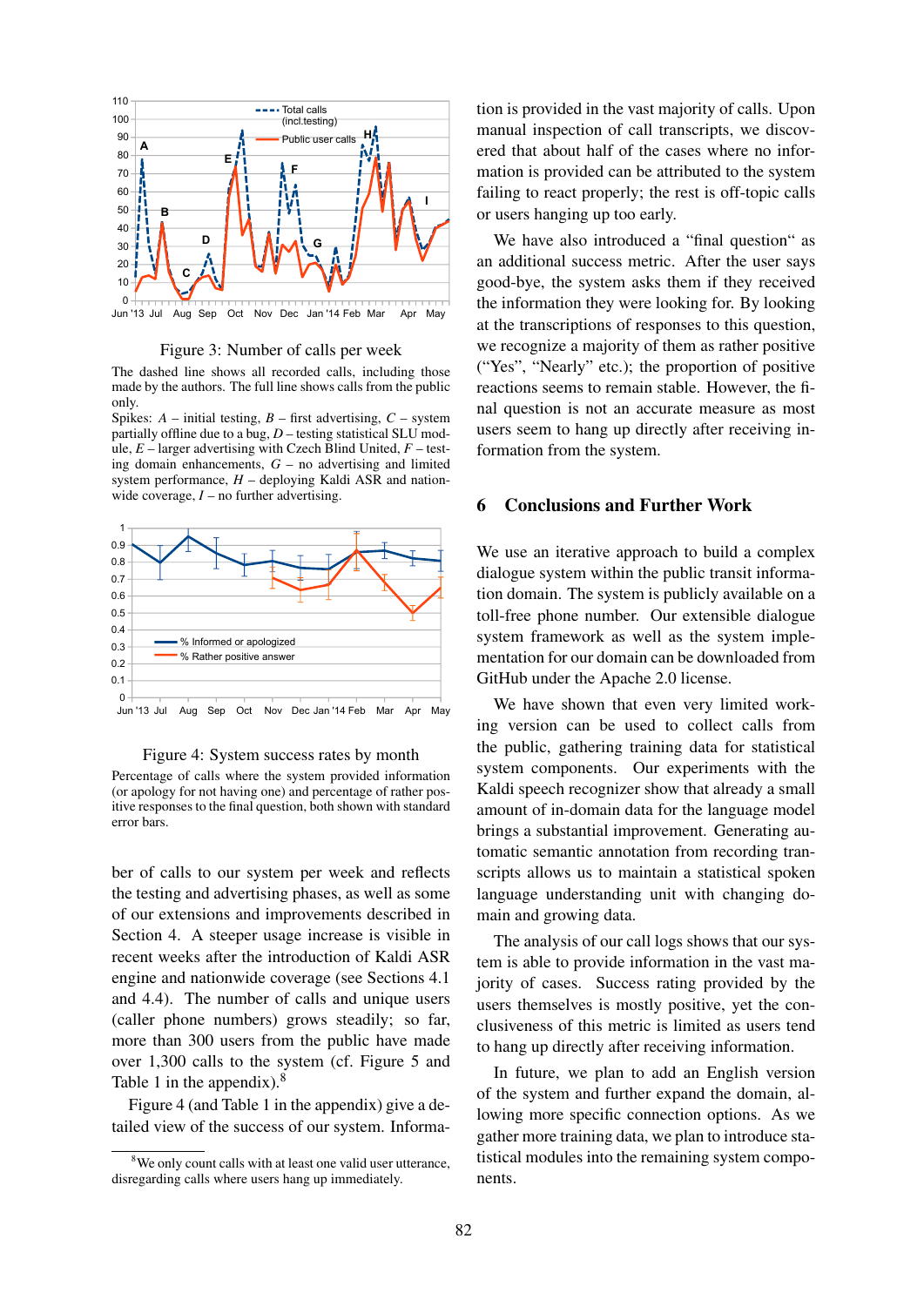Figure 3: Number of calls per week

The dashed line shows all recorded calls, including those made by the authors. The full line shows calls from the public only.
Spikes: *A* – initial testing, *B* – first advertising, *C* – system partially offline due to a bug, *D* – testing statistical SLU module, *E* – larger advertising with Czech Blind United, *F* – testing domain enhancements, *G* – no advertising and limited system performance, *H* – deploying Kaldi ASR and nationwide coverage, *I* – no further advertising.

Figure 4: System success rates by month

Percentage of calls where the system provided information (or apology for not having one) and percentage of rather positive responses to the final question, both shown with standard error bars.

ber of calls to our system per week and reflects the testing and advertising phases, as well as some of our extensions and improvements described in Section 4. A steeper usage increase is visible in recent weeks after the introduction of Kaldi ASR engine and nationwide coverage (see Sections 4.1 and 4.4). The number of calls and unique users (caller phone numbers) grows steadily; so far, more than 300 users from the public have made over 1,300 calls to the system (cf. Figure 5 and Table 1 in the appendix).[8]

Figure 4 (and Table 1 in the appendix) give a detailed view of the success of our system. Information is provided in the vast majority of calls. Upon manual inspection of call transcripts, we discovered that about half of the cases where no information is provided can be attributed to the system failing to react properly; the rest is off-topic calls or users hanging up too early.

We have also introduced a "final question" as an additional success metric. After the user says good-bye, the system asks them if they received the information they were looking for. By looking at the transcriptions of responses to this question, we recognize a majority of them as rather positive ("Yes", "Nearly" etc.); the proportion of positive reactions seems to remain stable. However, the final question is not an accurate measure as most users seem to hang up directly after receiving information from the system.

[8] We only count calls with at least one valid user utterance, disregarding calls where users hang up immediately.

## 6 Conclusions and Further Work

We use an iterative approach to build a complex dialogue system within the public transit information domain. The system is publicly available on a toll-free phone number. Our extensible dialogue system framework as well as the system implementation for our domain can be downloaded from GitHub under the Apache 2.0 license.

We have shown that even very limited working version can be used to collect calls from the public, gathering training data for statistical system components. Our experiments with the Kaldi speech recognizer show that already a small amount of in-domain data for the language model brings a substantial improvement. Generating automatic semantic annotation from recording transcripts allows us to maintain a statistical spoken language understanding unit with changing domain and growing data.

The analysis of our call logs shows that our system is able to provide information in the vast majority of cases. Success rating provided by the users themselves is mostly positive, yet the conclusiveness of this metric is limited as users tend to hang up directly after receiving information.

In future, we plan to add an English version of the system and further expand the domain, allowing more specific connection options. As we gather more training data, we plan to introduce statistical modules into the remaining system components.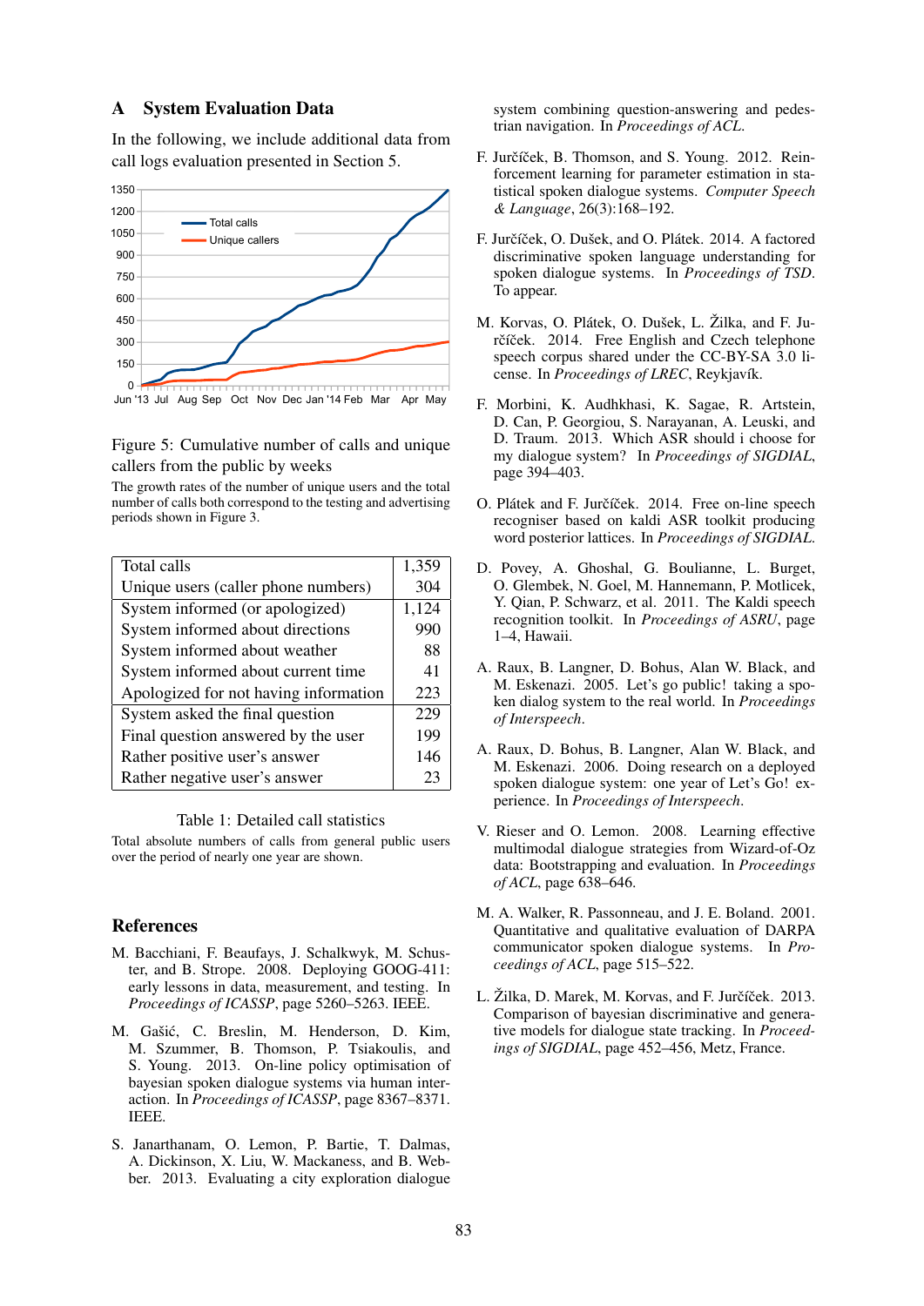## A System Evaluation Data

In the following, we include additional data from call logs evaluation presented in Section 5.

1350
1200
1050
900
750
600
450
300
150
0

Total calls
Unique callers

Jun '13 Jul Aug Sep Oct Nov Dec Jan '14 Feb Mar Apr May

Figure 5: Cumulative number of calls and unique callers from the public by weeks

The growth rates of the number of unique users and the total number of calls both correspond to the testing and advertising periods shown in Figure 3.

| | |
|---|---|
| Total calls | 1,359 |
| Unique users (caller phone numbers) | 304 |
| System informed (or apologized) | 1,124 |
| System informed about directions | 990 |
| System informed about weather | 88 |
| System informed about current time | 41 |
| Apologized for not having information | 223 |
| System asked the final question | 229 |
| Final question answered by the user | 199 |
| Rather positive user's answer | 146 |
| Rather negative user's answer | 23 |

Table 1: Detailed call statistics

Total absolute numbers of calls from general public users over the period of nearly one year are shown.

## References

M. Bacchiani, F. Beaufays, J. Schalkwyk, M. Schuster, and B. Strope. 2008. Deploying GOOG-411: early lessons in data, measurement, and testing. In *Proceedings of ICASSP*, page 5260–5263. IEEE.

M. Gašić, C. Breslin, M. Henderson, D. Kim, M. Szummer, B. Thomson, P. Tsiakoulis, and S. Young. 2013. On-line policy optimisation of bayesian spoken dialogue systems via human interaction. In *Proceedings of ICASSP*, page 8367–8371. IEEE.

S. Janarthanam, O. Lemon, P. Bartie, T. Dalmas, A. Dickinson, X. Liu, W. Mackaness, and B. Webber. 2013. Evaluating a city exploration dialogue system combining question-answering and pedestrian navigation. In *Proceedings of ACL*.

F. Jurčíček, B. Thomson, and S. Young. 2012. Reinforcement learning for parameter estimation in statistical spoken dialogue systems. *Computer Speech & Language*, 26(3):168–192.

F. Jurčíček, O. Dušek, and O. Plátek. 2014. A factored discriminative spoken language understanding for spoken dialogue systems. In *Proceedings of TSD*. To appear.

M. Korvas, O. Plátek, O. Dušek, L. Žilka, and F. Jurčíček. 2014. Free English and Czech telephone speech corpus shared under the CC-BY-SA 3.0 license. In *Proceedings of LREC*, Reykjavík.

F. Morbini, K. Audhkhasi, K. Sagae, R. Artstein, D. Can, P. Georgiou, S. Narayanan, A. Leuski, and D. Traum. 2013. Which ASR should i choose for my dialogue system? In *Proceedings of SIGDIAL*, page 394–403.

O. Plátek and F. Jurčíček. 2014. Free on-line speech recogniser based on kaldi ASR toolkit producing word posterior lattices. In *Proceedings of SIGDIAL*.

D. Povey, A. Ghoshal, G. Boulianne, L. Burget, O. Glembek, N. Goel, M. Hannemann, P. Motlicek, Y. Qian, P. Schwarz, et al. 2011. The Kaldi speech recognition toolkit. In *Proceedings of ASRU*, page 1–4, Hawaii.

A. Raux, B. Langner, D. Bohus, Alan W. Black, and M. Eskenazi. 2005. Let's go public! taking a spoken dialog system to the real world. In *Proceedings of Interspeech*.

A. Raux, D. Bohus, B. Langner, Alan W. Black, and M. Eskenazi. 2006. Doing research on a deployed spoken dialogue system: one year of Let's Go! experience. In *Proceedings of Interspeech*.

V. Rieser and O. Lemon. 2008. Learning effective multimodal dialogue strategies from Wizard-of-Oz data: Bootstrapping and evaluation. In *Proceedings of ACL*, page 638–646.

M. A. Walker, R. Passonneau, and J. E. Boland. 2001. Quantitative and qualitative evaluation of DARPA communicator spoken dialogue systems. In *Proceedings of ACL*, page 515–522.

L. Žilka, D. Marek, M. Korvas, and F. Jurčíček. 2013. Comparison of bayesian discriminative and generative models for dialogue state tracking. In *Proceedings of SIGDIAL*, page 452–456, Metz, France.